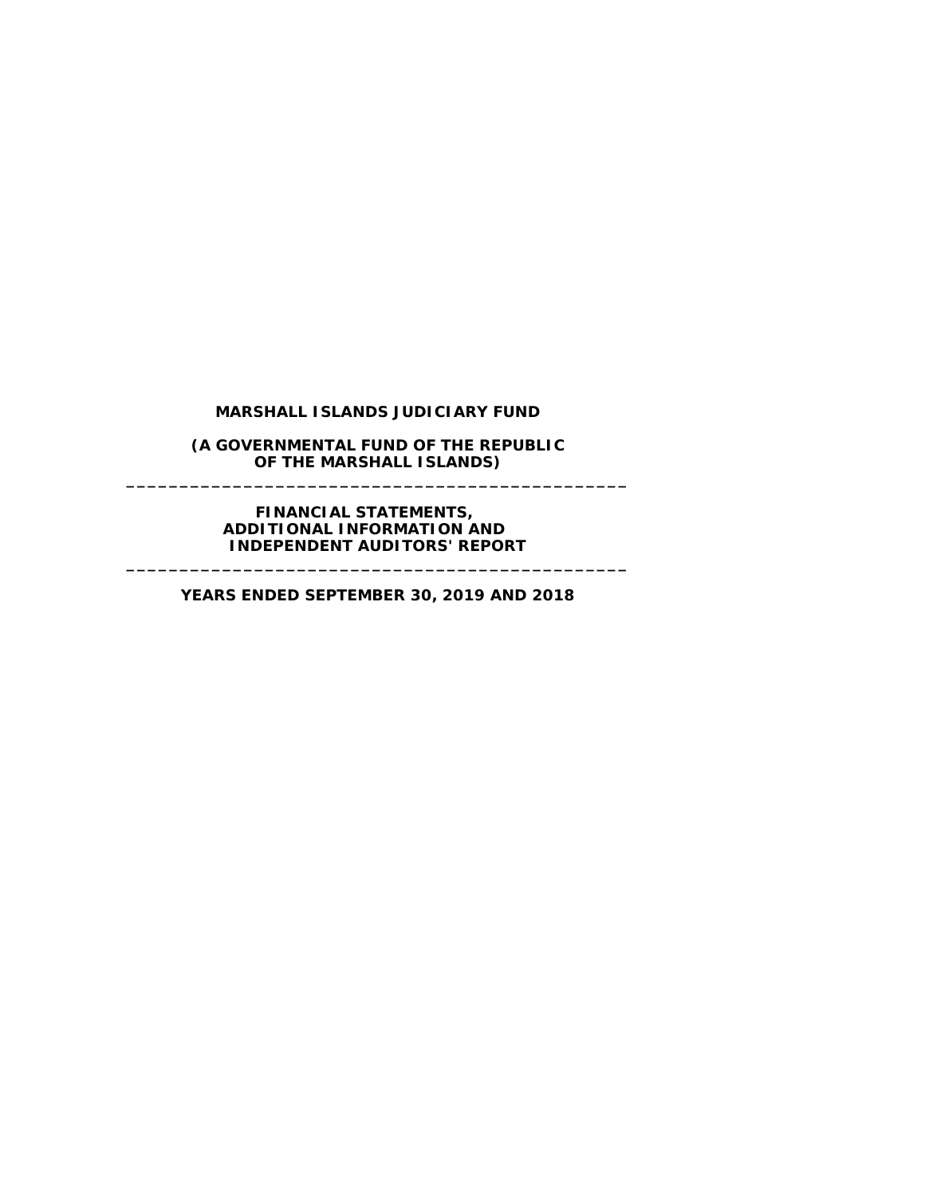**MARSHALL ISLANDS JUDICIARY FUND**

**(A GOVERNMENTAL FUND OF THE REPUBLIC OF THE MARSHALL ISLANDS)**

---

**FINANCIAL STATEMENTS, ADDITIONAL INFORMATION AND INDEPENDENT AUDITORS' REPORT**

---

**YEARS ENDED SEPTEMBER 30, 2019 AND 2018**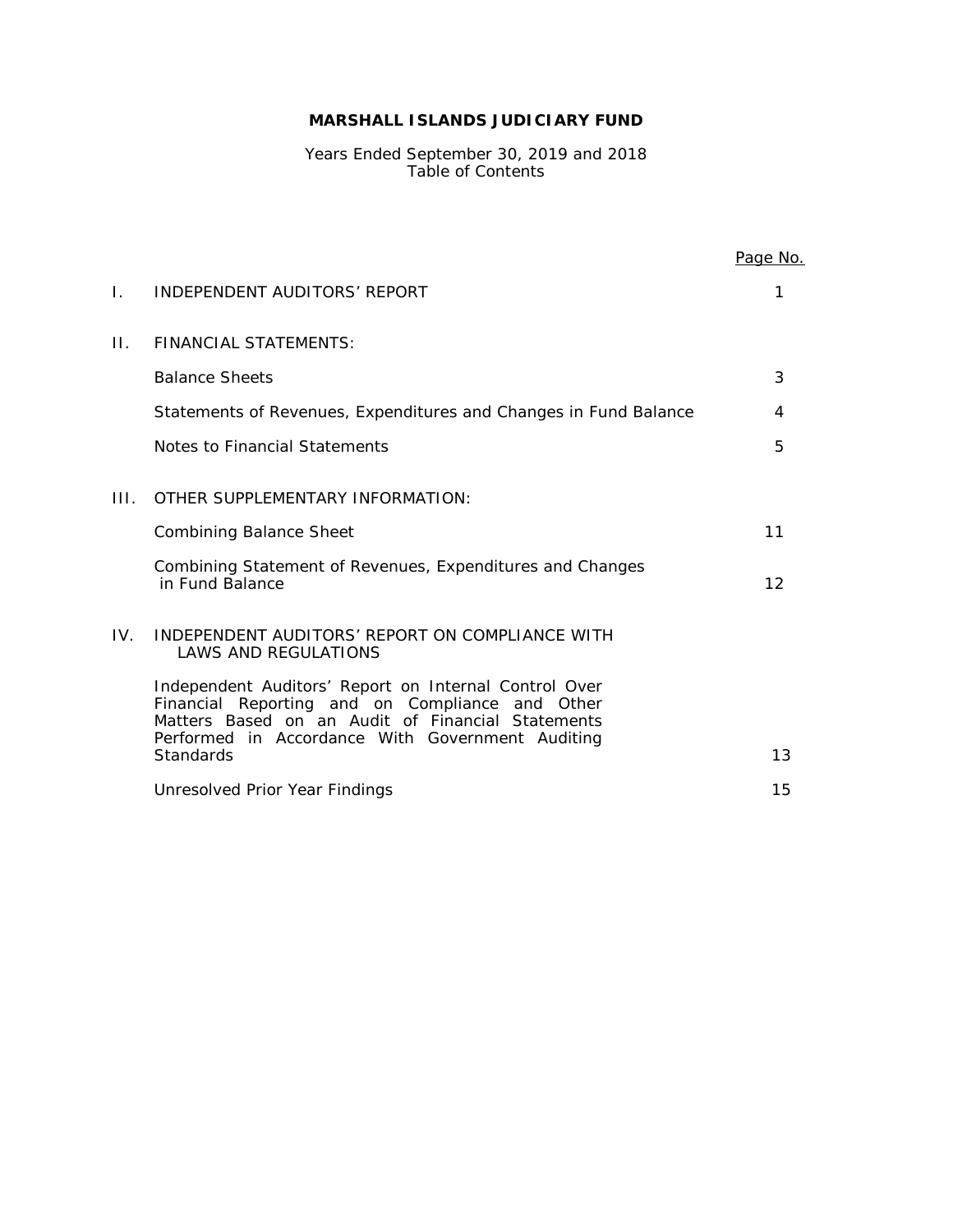# MARSHALL ISLANDS JUDICIARY FUND

Years Ended September 30, 2019 and 2018
Table of Contents

| | | Page No. |
|---|---|---|
| I. | INDEPENDENT AUDITORS' REPORT | 1 |
| II. | FINANCIAL STATEMENTS: | |
| | Balance Sheets | 3 |
| | Statements of Revenues, Expenditures and Changes in Fund Balance | 4 |
| | Notes to Financial Statements | 5 |
| III. | OTHER SUPPLEMENTARY INFORMATION: | |
| | Combining Balance Sheet | 11 |
| | Combining Statement of Revenues, Expenditures and Changes in Fund Balance | 12 |
| IV. | INDEPENDENT AUDITORS' REPORT ON COMPLIANCE WITH LAWS AND REGULATIONS | |
| | Independent Auditors' Report on Internal Control Over Financial Reporting and on Compliance and Other Matters Based on an Audit of Financial Statements Performed in Accordance With Government Auditing Standards | 13 |
| | Unresolved Prior Year Findings | 15 |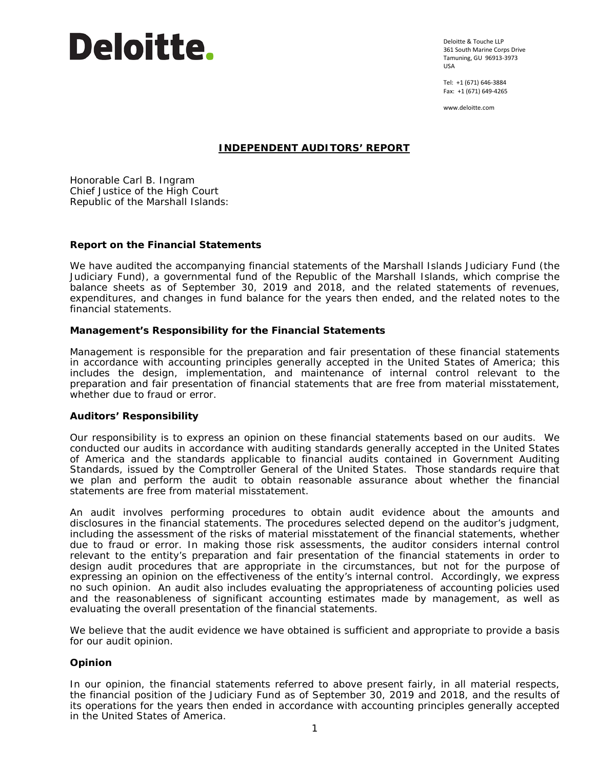# Deloitte.

Deloitte & Touche LLP
361 South Marine Corps Drive
Tamuning, GU 96913-3973
USA

Tel: +1 (671) 646-3884
Fax: +1 (671) 649-4265

www.deloitte.com

## INDEPENDENT AUDITORS' REPORT

Honorable Carl B. Ingram
Chief Justice of the High Court
Republic of the Marshall Islands:

### Report on the Financial Statements

We have audited the accompanying financial statements of the Marshall Islands Judiciary Fund (the Judiciary Fund), a governmental fund of the Republic of the Marshall Islands, which comprise the balance sheets as of September 30, 2019 and 2018, and the related statements of revenues, expenditures, and changes in fund balance for the years then ended, and the related notes to the financial statements.

### Management's Responsibility for the Financial Statements

Management is responsible for the preparation and fair presentation of these financial statements in accordance with accounting principles generally accepted in the United States of America; this includes the design, implementation, and maintenance of internal control relevant to the preparation and fair presentation of financial statements that are free from material misstatement, whether due to fraud or error.

### Auditors' Responsibility

Our responsibility is to express an opinion on these financial statements based on our audits. We conducted our audits in accordance with auditing standards generally accepted in the United States of America and the standards applicable to financial audits contained in Government Auditing Standards, issued by the Comptroller General of the United States. Those standards require that we plan and perform the audit to obtain reasonable assurance about whether the financial statements are free from material misstatement.

An audit involves performing procedures to obtain audit evidence about the amounts and disclosures in the financial statements. The procedures selected depend on the auditor's judgment, including the assessment of the risks of material misstatement of the financial statements, whether due to fraud or error. In making those risk assessments, the auditor considers internal control relevant to the entity's preparation and fair presentation of the financial statements in order to design audit procedures that are appropriate in the circumstances, but not for the purpose of expressing an opinion on the effectiveness of the entity's internal control. Accordingly, we express no such opinion. An audit also includes evaluating the appropriateness of accounting policies used and the reasonableness of significant accounting estimates made by management, as well as evaluating the overall presentation of the financial statements.

We believe that the audit evidence we have obtained is sufficient and appropriate to provide a basis for our audit opinion.

### Opinion

In our opinion, the financial statements referred to above present fairly, in all material respects, the financial position of the Judiciary Fund as of September 30, 2019 and 2018, and the results of its operations for the years then ended in accordance with accounting principles generally accepted in the United States of America.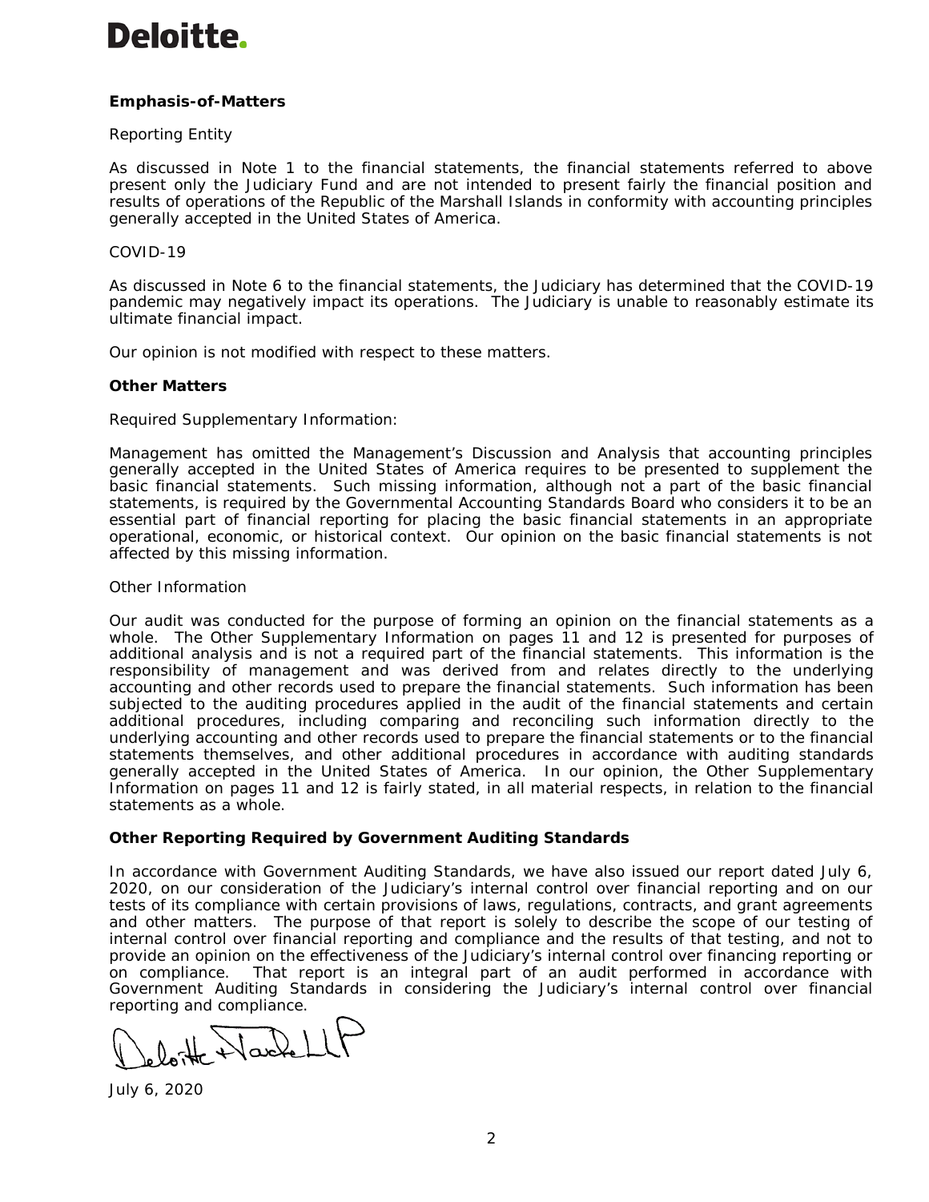**Emphasis-of-Matters**

Reporting Entity

As discussed in Note 1 to the financial statements, the financial statements referred to above present only the Judiciary Fund and are not intended to present fairly the financial position and results of operations of the Republic of the Marshall Islands in conformity with accounting principles generally accepted in the United States of America.

COVID-19

As discussed in Note 6 to the financial statements, the Judiciary has determined that the COVID-19 pandemic may negatively impact its operations. The Judiciary is unable to reasonably estimate its ultimate financial impact.

Our opinion is not modified with respect to these matters.

**Other Matters**

Required Supplementary Information:

Management has omitted the Management's Discussion and Analysis that accounting principles generally accepted in the United States of America requires to be presented to supplement the basic financial statements. Such missing information, although not a part of the basic financial statements, is required by the Governmental Accounting Standards Board who considers it to be an essential part of financial reporting for placing the basic financial statements in an appropriate operational, economic, or historical context. Our opinion on the basic financial statements is not affected by this missing information.

Other Information

Our audit was conducted for the purpose of forming an opinion on the financial statements as a whole. The Other Supplementary Information on pages 11 and 12 is presented for purposes of additional analysis and is not a required part of the financial statements. This information is the responsibility of management and was derived from and relates directly to the underlying accounting and other records used to prepare the financial statements. Such information has been subjected to the auditing procedures applied in the audit of the financial statements and certain additional procedures, including comparing and reconciling such information directly to the underlying accounting and other records used to prepare the financial statements or to the financial statements themselves, and other additional procedures in accordance with auditing standards generally accepted in the United States of America. In our opinion, the Other Supplementary Information on pages 11 and 12 is fairly stated, in all material respects, in relation to the financial statements as a whole.

**Other Reporting Required by Government Auditing Standards**

In accordance with Government Auditing Standards, we have also issued our report dated July 6, 2020, on our consideration of the Judiciary's internal control over financial reporting and on our tests of its compliance with certain provisions of laws, regulations, contracts, and grant agreements and other matters. The purpose of that report is solely to describe the scope of our testing of internal control over financial reporting and compliance and the results of that testing, and not to provide an opinion on the effectiveness of the Judiciary's internal control over financing reporting or on compliance. That report is an integral part of an audit performed in accordance with Government Auditing Standards in considering the Judiciary's internal control over financial reporting and compliance.

Deloitte & Touche LLP

July 6, 2020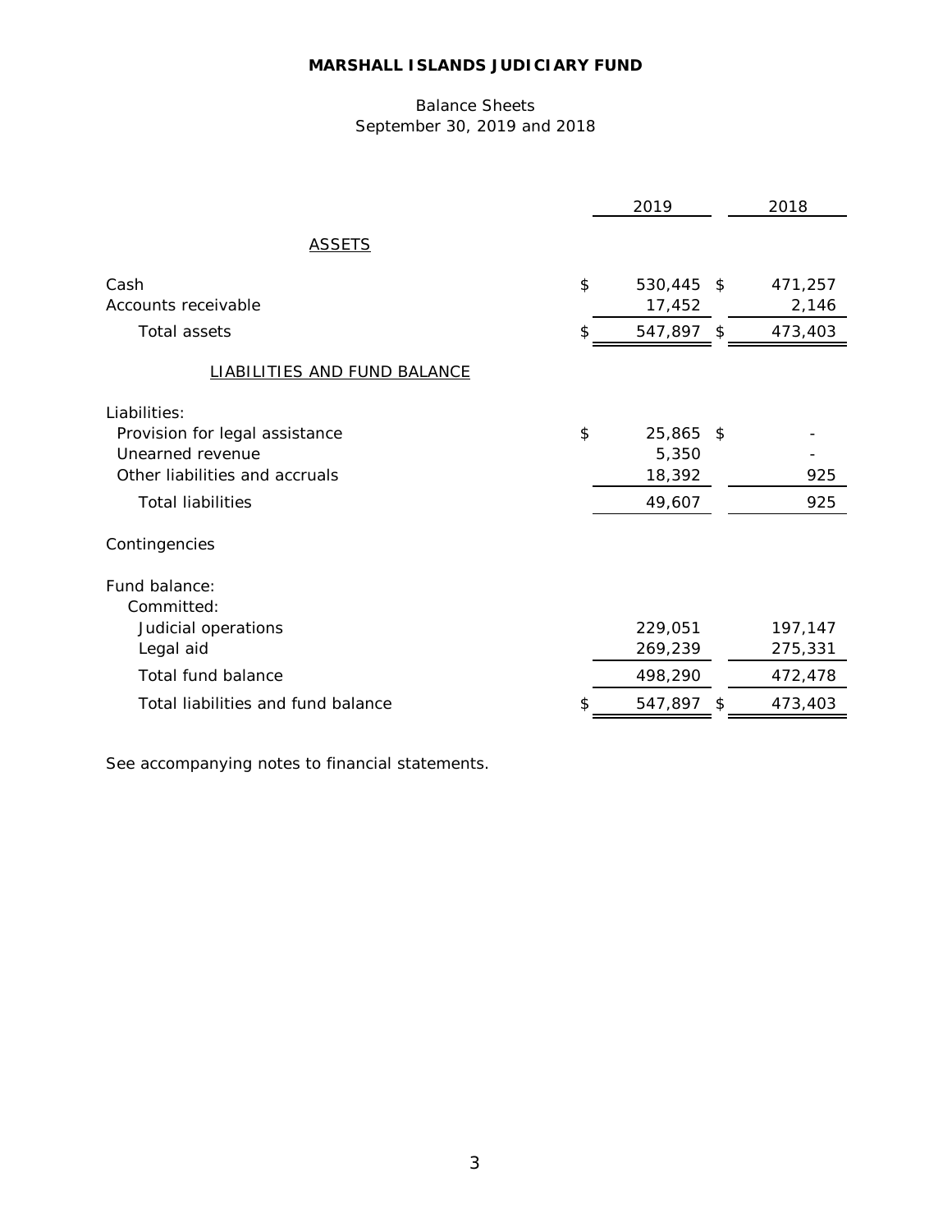# MARSHALL ISLANDS JUDICIARY FUND

Balance Sheets
September 30, 2019 and 2018

| | 2019 | 2018 |
|---|---|---|
| **ASSETS** | | |
| Cash | $ 530,445 | $ 471,257 |
| Accounts receivable | 17,452 | 2,146 |
| Total assets | $ 547,897 | $ 473,403 |
| **LIABILITIES AND FUND BALANCE** | | |
| Liabilities: | | |
| Provision for legal assistance | $ 25,865 | $ - |
| Unearned revenue | 5,350 | - |
| Other liabilities and accruals | 18,392 | 925 |
| Total liabilities | 49,607 | 925 |
| Contingencies | | |
| Fund balance: | | |
| Committed: | | |
| Judicial operations | 229,051 | 197,147 |
| Legal aid | 269,239 | 275,331 |
| Total fund balance | 498,290 | 472,478 |
| Total liabilities and fund balance | $ 547,897 | $ 473,403 |

See accompanying notes to financial statements.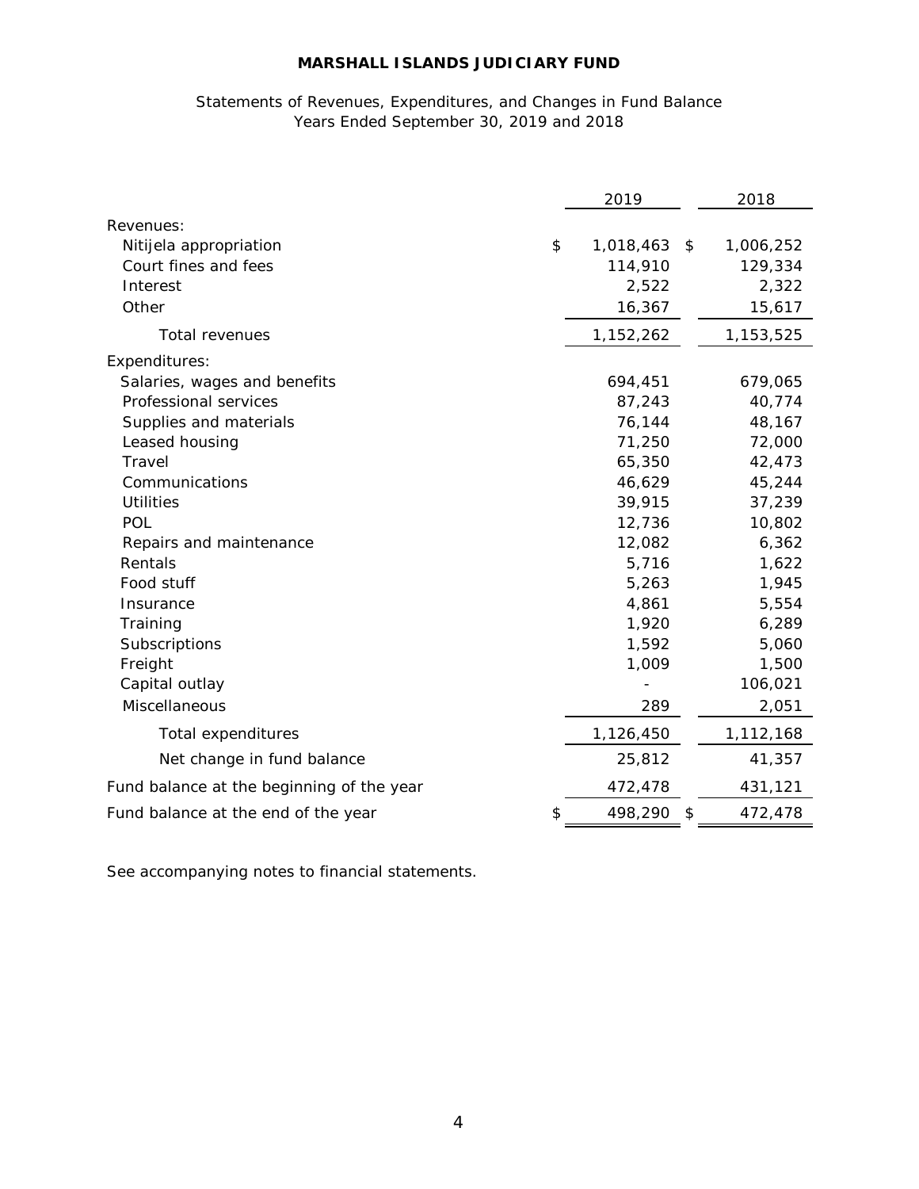# MARSHALL ISLANDS JUDICIARY FUND

Statements of Revenues, Expenditures, and Changes in Fund Balance
Years Ended September 30, 2019 and 2018

| | 2019 | 2018 |
|---|---|---|
| Revenues: | | |
| Nitijela appropriation | $ 1,018,463 | $ 1,006,252 |
| Court fines and fees | 114,910 | 129,334 |
| Interest | 2,522 | 2,322 |
| Other | 16,367 | 15,617 |
| Total revenues | 1,152,262 | 1,153,525 |
| Expenditures: | | |
| Salaries, wages and benefits | 694,451 | 679,065 |
| Professional services | 87,243 | 40,774 |
| Supplies and materials | 76,144 | 48,167 |
| Leased housing | 71,250 | 72,000 |
| Travel | 65,350 | 42,473 |
| Communications | 46,629 | 45,244 |
| Utilities | 39,915 | 37,239 |
| POL | 12,736 | 10,802 |
| Repairs and maintenance | 12,082 | 6,362 |
| Rentals | 5,716 | 1,622 |
| Food stuff | 5,263 | 1,945 |
| Insurance | 4,861 | 5,554 |
| Training | 1,920 | 6,289 |
| Subscriptions | 1,592 | 5,060 |
| Freight | 1,009 | 1,500 |
| Capital outlay | - | 106,021 |
| Miscellaneous | 289 | 2,051 |
| Total expenditures | 1,126,450 | 1,112,168 |
| Net change in fund balance | 25,812 | 41,357 |
| Fund balance at the beginning of the year | 472,478 | 431,121 |
| Fund balance at the end of the year | $ 498,290 | $ 472,478 |

See accompanying notes to financial statements.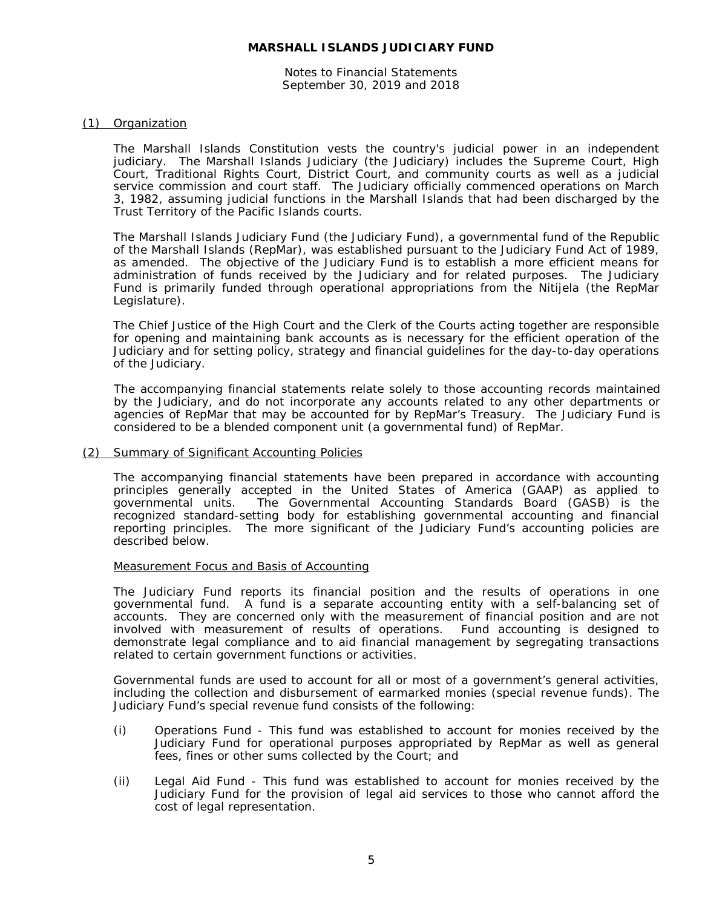# MARSHALL ISLANDS JUDICIARY FUND

Notes to Financial Statements
September 30, 2019 and 2018

## (1) Organization

The Marshall Islands Constitution vests the country's judicial power in an independent judiciary. The Marshall Islands Judiciary (the Judiciary) includes the Supreme Court, High Court, Traditional Rights Court, District Court, and community courts as well as a judicial service commission and court staff. The Judiciary officially commenced operations on March 3, 1982, assuming judicial functions in the Marshall Islands that had been discharged by the Trust Territory of the Pacific Islands courts.

The Marshall Islands Judiciary Fund (the Judiciary Fund), a governmental fund of the Republic of the Marshall Islands (RepMar), was established pursuant to the Judiciary Fund Act of 1989, as amended. The objective of the Judiciary Fund is to establish a more efficient means for administration of funds received by the Judiciary and for related purposes. The Judiciary Fund is primarily funded through operational appropriations from the Nitijela (the RepMar Legislature).

The Chief Justice of the High Court and the Clerk of the Courts acting together are responsible for opening and maintaining bank accounts as is necessary for the efficient operation of the Judiciary and for setting policy, strategy and financial guidelines for the day-to-day operations of the Judiciary.

The accompanying financial statements relate solely to those accounting records maintained by the Judiciary, and do not incorporate any accounts related to any other departments or agencies of RepMar that may be accounted for by RepMar's Treasury. The Judiciary Fund is considered to be a blended component unit (a governmental fund) of RepMar.

## (2) Summary of Significant Accounting Policies

The accompanying financial statements have been prepared in accordance with accounting principles generally accepted in the United States of America (GAAP) as applied to governmental units. The Governmental Accounting Standards Board (GASB) is the recognized standard-setting body for establishing governmental accounting and financial reporting principles. The more significant of the Judiciary Fund's accounting policies are described below.

### Measurement Focus and Basis of Accounting

The Judiciary Fund reports its financial position and the results of operations in one governmental fund. A fund is a separate accounting entity with a self-balancing set of accounts. They are concerned only with the measurement of financial position and are not involved with measurement of results of operations. Fund accounting is designed to demonstrate legal compliance and to aid financial management by segregating transactions related to certain government functions or activities.

Governmental funds are used to account for all or most of a government's general activities, including the collection and disbursement of earmarked monies (special revenue funds). The Judiciary Fund's special revenue fund consists of the following:

(i) Operations Fund - This fund was established to account for monies received by the Judiciary Fund for operational purposes appropriated by RepMar as well as general fees, fines or other sums collected by the Court; and

(ii) Legal Aid Fund - This fund was established to account for monies received by the Judiciary Fund for the provision of legal aid services to those who cannot afford the cost of legal representation.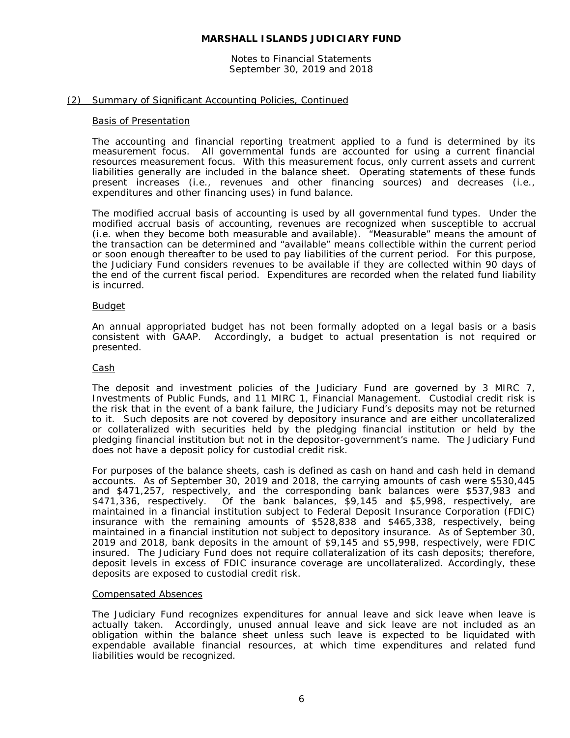**MARSHALL ISLANDS JUDICIARY FUND**

Notes to Financial Statements
September 30, 2019 and 2018

## (2) Summary of Significant Accounting Policies, Continued

### Basis of Presentation

The accounting and financial reporting treatment applied to a fund is determined by its measurement focus. All governmental funds are accounted for using a current financial resources measurement focus. With this measurement focus, only current assets and current liabilities generally are included in the balance sheet. Operating statements of these funds present increases (i.e., revenues and other financing sources) and decreases (i.e., expenditures and other financing uses) in fund balance.

The modified accrual basis of accounting is used by all governmental fund types. Under the modified accrual basis of accounting, revenues are recognized when susceptible to accrual (i.e. when they become both measurable and available). "Measurable" means the amount of the transaction can be determined and "available" means collectible within the current period or soon enough thereafter to be used to pay liabilities of the current period. For this purpose, the Judiciary Fund considers revenues to be available if they are collected within 90 days of the end of the current fiscal period. Expenditures are recorded when the related fund liability is incurred.

### Budget

An annual appropriated budget has not been formally adopted on a legal basis or a basis consistent with GAAP. Accordingly, a budget to actual presentation is not required or presented.

### Cash

The deposit and investment policies of the Judiciary Fund are governed by 3 MIRC 7, Investments of Public Funds, and 11 MIRC 1, Financial Management. Custodial credit risk is the risk that in the event of a bank failure, the Judiciary Fund's deposits may not be returned to it. Such deposits are not covered by depository insurance and are either uncollateralized or collateralized with securities held by the pledging financial institution or held by the pledging financial institution but not in the depositor-government's name. The Judiciary Fund does not have a deposit policy for custodial credit risk.

For purposes of the balance sheets, cash is defined as cash on hand and cash held in demand accounts. As of September 30, 2019 and 2018, the carrying amounts of cash were $530,445 and $471,257, respectively, and the corresponding bank balances were $537,983 and $471,336, respectively. Of the bank balances, $9,145 and $5,998, respectively, are maintained in a financial institution subject to Federal Deposit Insurance Corporation (FDIC) insurance with the remaining amounts of $528,838 and $465,338, respectively, being maintained in a financial institution not subject to depository insurance. As of September 30, 2019 and 2018, bank deposits in the amount of $9,145 and $5,998, respectively, were FDIC insured. The Judiciary Fund does not require collateralization of its cash deposits; therefore, deposit levels in excess of FDIC insurance coverage are uncollateralized. Accordingly, these deposits are exposed to custodial credit risk.

### Compensated Absences

The Judiciary Fund recognizes expenditures for annual leave and sick leave when leave is actually taken. Accordingly, unused annual leave and sick leave are not included as an obligation within the balance sheet unless such leave is expected to be liquidated with expendable available financial resources, at which time expenditures and related fund liabilities would be recognized.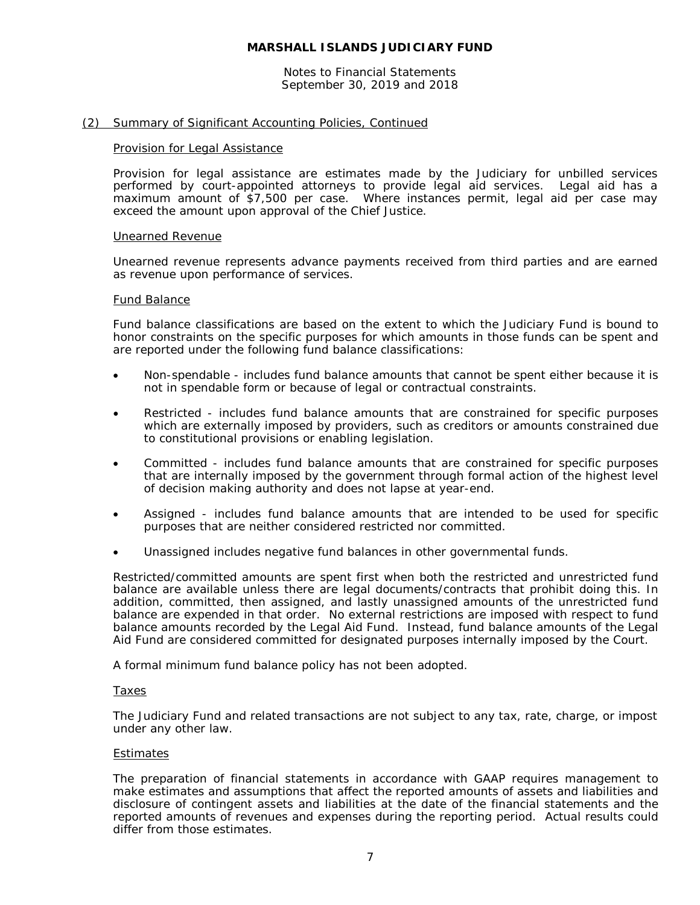## (2) Summary of Significant Accounting Policies, Continued

### Provision for Legal Assistance

Provision for legal assistance are estimates made by the Judiciary for unbilled services performed by court-appointed attorneys to provide legal aid services. Legal aid has a maximum amount of $7,500 per case. Where instances permit, legal aid per case may exceed the amount upon approval of the Chief Justice.

### Unearned Revenue

Unearned revenue represents advance payments received from third parties and are earned as revenue upon performance of services.

### Fund Balance

Fund balance classifications are based on the extent to which the Judiciary Fund is bound to honor constraints on the specific purposes for which amounts in those funds can be spent and are reported under the following fund balance classifications:

- Non-spendable - includes fund balance amounts that cannot be spent either because it is not in spendable form or because of legal or contractual constraints.
- Restricted - includes fund balance amounts that are constrained for specific purposes which are externally imposed by providers, such as creditors or amounts constrained due to constitutional provisions or enabling legislation.
- Committed - includes fund balance amounts that are constrained for specific purposes that are internally imposed by the government through formal action of the highest level of decision making authority and does not lapse at year-end.
- Assigned - includes fund balance amounts that are intended to be used for specific purposes that are neither considered restricted nor committed.
- Unassigned includes negative fund balances in other governmental funds.

Restricted/committed amounts are spent first when both the restricted and unrestricted fund balance are available unless there are legal documents/contracts that prohibit doing this. In addition, committed, then assigned, and lastly unassigned amounts of the unrestricted fund balance are expended in that order. No external restrictions are imposed with respect to fund balance amounts recorded by the Legal Aid Fund. Instead, fund balance amounts of the Legal Aid Fund are considered committed for designated purposes internally imposed by the Court.

A formal minimum fund balance policy has not been adopted.

### Taxes

The Judiciary Fund and related transactions are not subject to any tax, rate, charge, or impost under any other law.

### Estimates

The preparation of financial statements in accordance with GAAP requires management to make estimates and assumptions that affect the reported amounts of assets and liabilities and disclosure of contingent assets and liabilities at the date of the financial statements and the reported amounts of revenues and expenses during the reporting period. Actual results could differ from those estimates.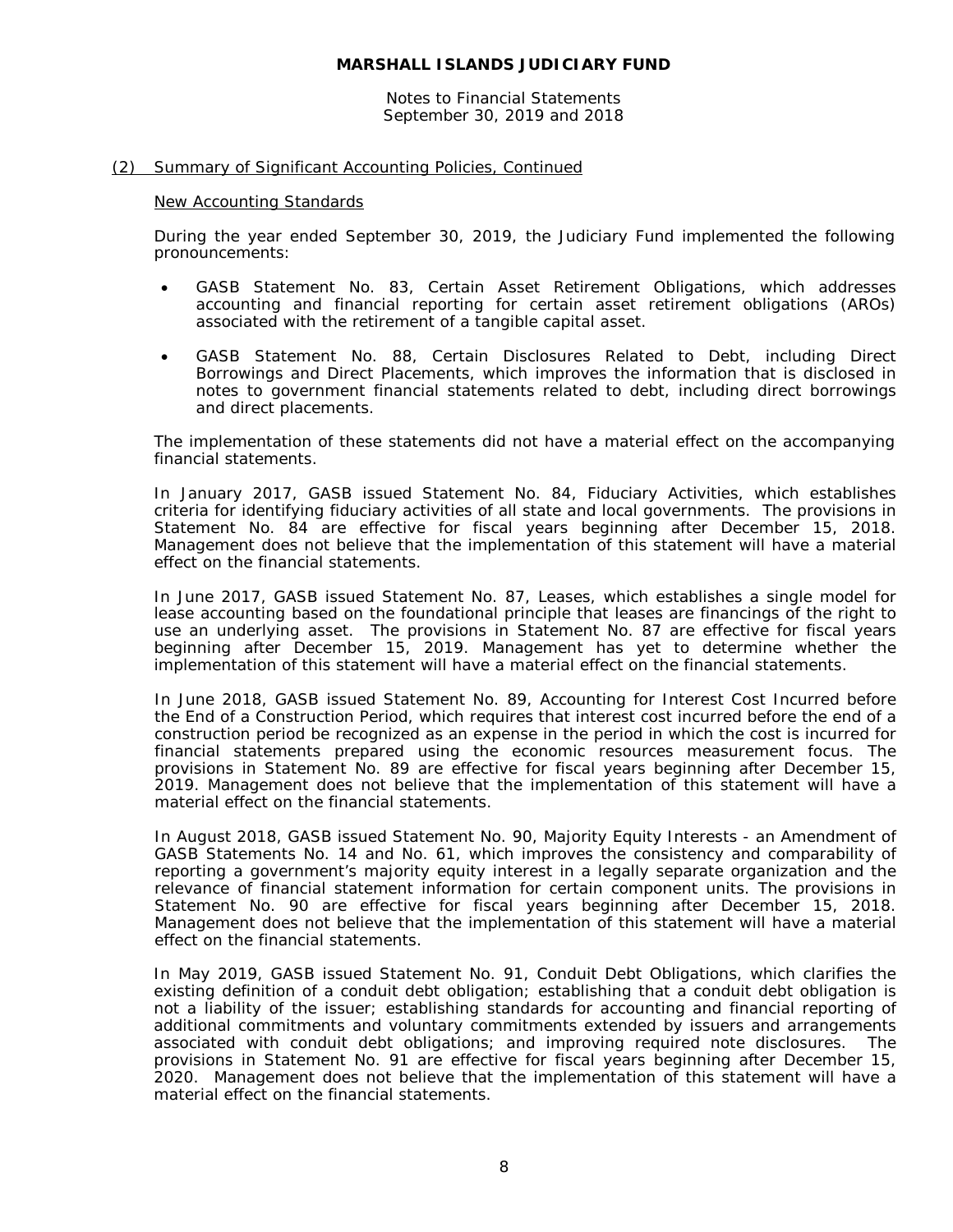# MARSHALL ISLANDS JUDICIARY FUND

Notes to Financial Statements
September 30, 2019 and 2018

## (2) Summary of Significant Accounting Policies, Continued

### New Accounting Standards

During the year ended September 30, 2019, the Judiciary Fund implemented the following pronouncements:

- GASB Statement No. 83, Certain Asset Retirement Obligations, which addresses accounting and financial reporting for certain asset retirement obligations (AROs) associated with the retirement of a tangible capital asset.
- GASB Statement No. 88, Certain Disclosures Related to Debt, including Direct Borrowings and Direct Placements, which improves the information that is disclosed in notes to government financial statements related to debt, including direct borrowings and direct placements.

The implementation of these statements did not have a material effect on the accompanying financial statements.

In January 2017, GASB issued Statement No. 84, Fiduciary Activities, which establishes criteria for identifying fiduciary activities of all state and local governments. The provisions in Statement No. 84 are effective for fiscal years beginning after December 15, 2018. Management does not believe that the implementation of this statement will have a material effect on the financial statements.

In June 2017, GASB issued Statement No. 87, Leases, which establishes a single model for lease accounting based on the foundational principle that leases are financings of the right to use an underlying asset. The provisions in Statement No. 87 are effective for fiscal years beginning after December 15, 2019. Management has yet to determine whether the implementation of this statement will have a material effect on the financial statements.

In June 2018, GASB issued Statement No. 89, Accounting for Interest Cost Incurred before the End of a Construction Period, which requires that interest cost incurred before the end of a construction period be recognized as an expense in the period in which the cost is incurred for financial statements prepared using the economic resources measurement focus. The provisions in Statement No. 89 are effective for fiscal years beginning after December 15, 2019. Management does not believe that the implementation of this statement will have a material effect on the financial statements.

In August 2018, GASB issued Statement No. 90, Majority Equity Interests - an Amendment of GASB Statements No. 14 and No. 61, which improves the consistency and comparability of reporting a government's majority equity interest in a legally separate organization and the relevance of financial statement information for certain component units. The provisions in Statement No. 90 are effective for fiscal years beginning after December 15, 2018. Management does not believe that the implementation of this statement will have a material effect on the financial statements.

In May 2019, GASB issued Statement No. 91, Conduit Debt Obligations, which clarifies the existing definition of a conduit debt obligation; establishing that a conduit debt obligation is not a liability of the issuer; establishing standards for accounting and financial reporting of additional commitments and voluntary commitments extended by issuers and arrangements associated with conduit debt obligations; and improving required note disclosures. The provisions in Statement No. 91 are effective for fiscal years beginning after December 15, 2020. Management does not believe that the implementation of this statement will have a material effect on the financial statements.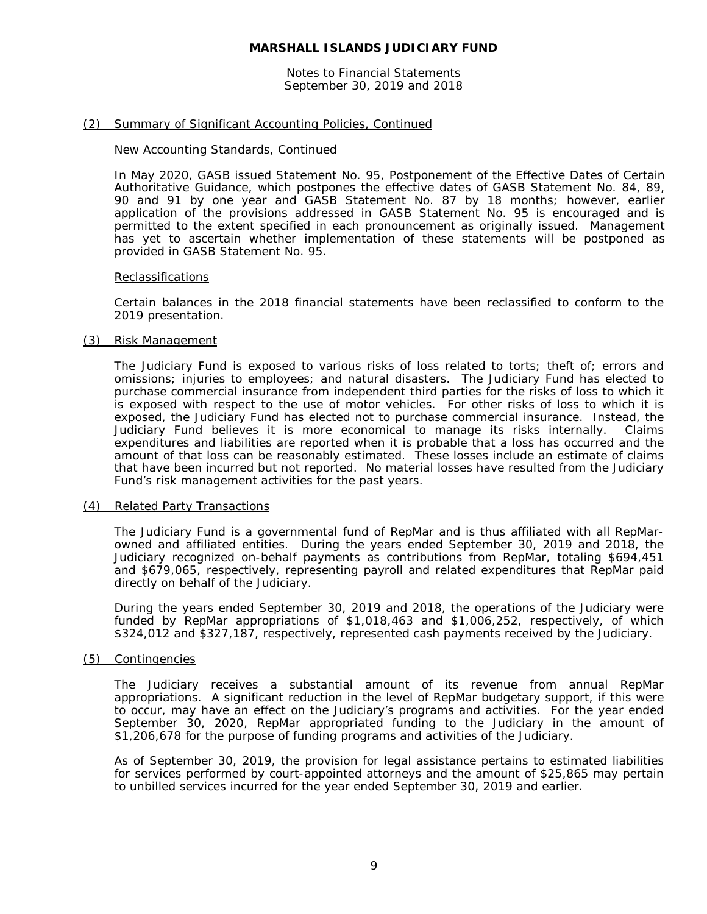## (2) Summary of Significant Accounting Policies, Continued

### New Accounting Standards, Continued

In May 2020, GASB issued Statement No. 95, Postponement of the Effective Dates of Certain Authoritative Guidance, which postpones the effective dates of GASB Statement No. 84, 89, 90 and 91 by one year and GASB Statement No. 87 by 18 months; however, earlier application of the provisions addressed in GASB Statement No. 95 is encouraged and is permitted to the extent specified in each pronouncement as originally issued. Management has yet to ascertain whether implementation of these statements will be postponed as provided in GASB Statement No. 95.

### Reclassifications

Certain balances in the 2018 financial statements have been reclassified to conform to the 2019 presentation.

## (3) Risk Management

The Judiciary Fund is exposed to various risks of loss related to torts; theft of; errors and omissions; injuries to employees; and natural disasters. The Judiciary Fund has elected to purchase commercial insurance from independent third parties for the risks of loss to which it is exposed with respect to the use of motor vehicles. For other risks of loss to which it is exposed, the Judiciary Fund has elected not to purchase commercial insurance. Instead, the Judiciary Fund believes it is more economical to manage its risks internally. Claims expenditures and liabilities are reported when it is probable that a loss has occurred and the amount of that loss can be reasonably estimated. These losses include an estimate of claims that have been incurred but not reported. No material losses have resulted from the Judiciary Fund's risk management activities for the past years.

## (4) Related Party Transactions

The Judiciary Fund is a governmental fund of RepMar and is thus affiliated with all RepMar-owned and affiliated entities. During the years ended September 30, 2019 and 2018, the Judiciary recognized on-behalf payments as contributions from RepMar, totaling $694,451 and $679,065, respectively, representing payroll and related expenditures that RepMar paid directly on behalf of the Judiciary.

During the years ended September 30, 2019 and 2018, the operations of the Judiciary were funded by RepMar appropriations of $1,018,463 and $1,006,252, respectively, of which $324,012 and $327,187, respectively, represented cash payments received by the Judiciary.

## (5) Contingencies

The Judiciary receives a substantial amount of its revenue from annual RepMar appropriations. A significant reduction in the level of RepMar budgetary support, if this were to occur, may have an effect on the Judiciary's programs and activities. For the year ended September 30, 2020, RepMar appropriated funding to the Judiciary in the amount of $1,206,678 for the purpose of funding programs and activities of the Judiciary.

As of September 30, 2019, the provision for legal assistance pertains to estimated liabilities for services performed by court-appointed attorneys and the amount of $25,865 may pertain to unbilled services incurred for the year ended September 30, 2019 and earlier.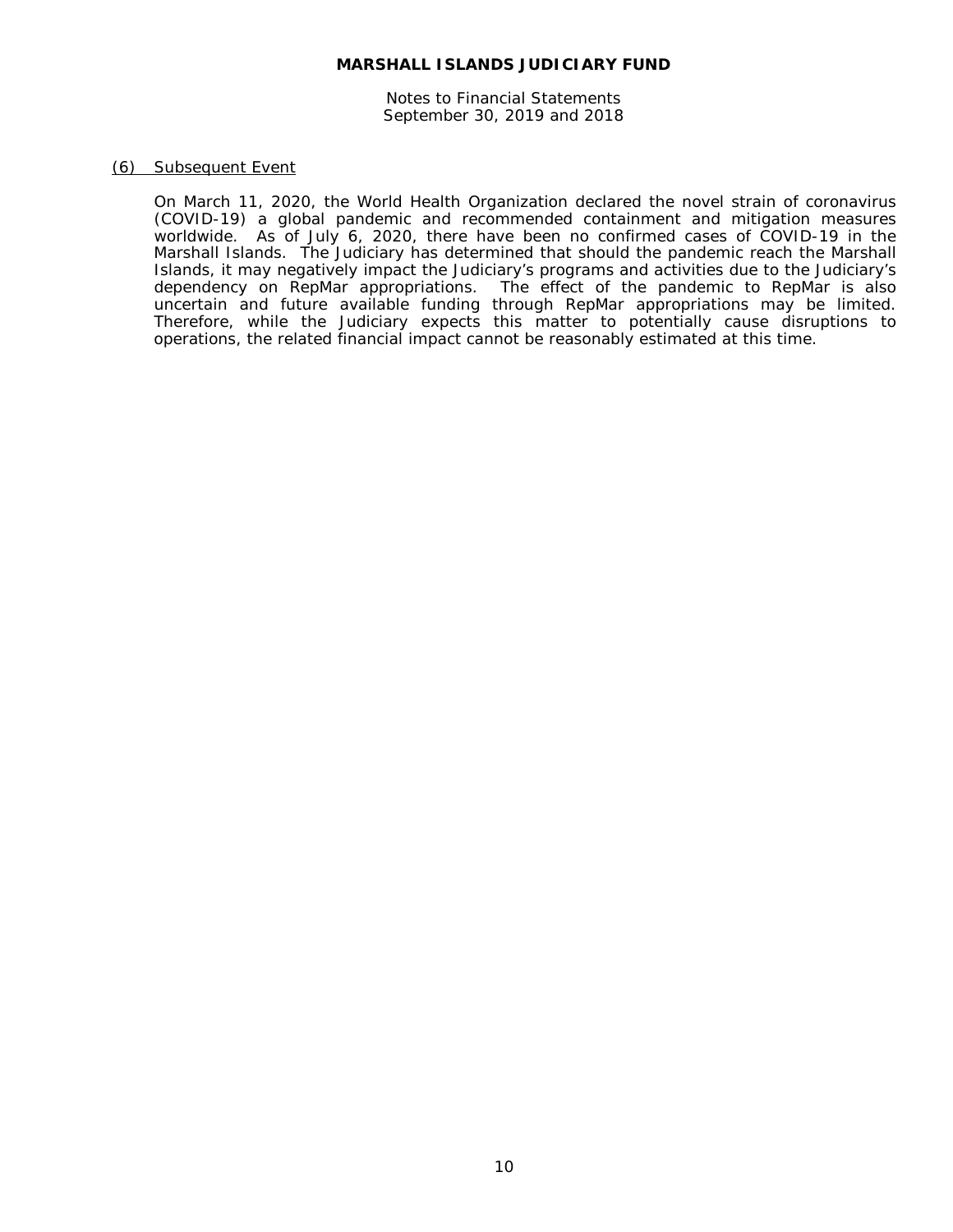(6) Subsequent Event

On March 11, 2020, the World Health Organization declared the novel strain of coronavirus (COVID-19) a global pandemic and recommended containment and mitigation measures worldwide. As of July 6, 2020, there have been no confirmed cases of COVID-19 in the Marshall Islands. The Judiciary has determined that should the pandemic reach the Marshall Islands, it may negatively impact the Judiciary's programs and activities due to the Judiciary's dependency on RepMar appropriations. The effect of the pandemic to RepMar is also uncertain and future available funding through RepMar appropriations may be limited. Therefore, while the Judiciary expects this matter to potentially cause disruptions to operations, the related financial impact cannot be reasonably estimated at this time.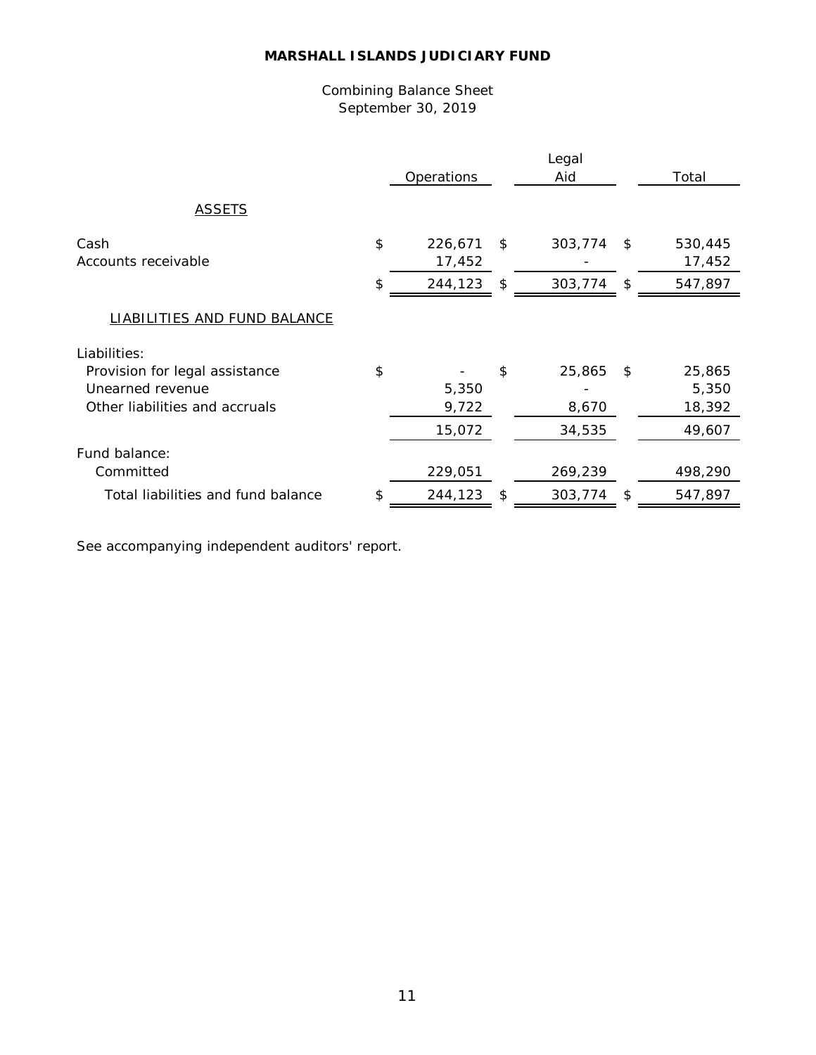# MARSHALL ISLANDS JUDICIARY FUND

Combining Balance Sheet
September 30, 2019

| | Operations | Legal Aid | Total |
|---|---|---|---|
| ASSETS | | | |
| Cash | $ 226,671 | $ 303,774 | $ 530,445 |
| Accounts receivable | 17,452 | - | 17,452 |
| | $ 244,123 | $ 303,774 | $ 547,897 |
| LIABILITIES AND FUND BALANCE | | | |
| Liabilities: | | | |
| Provision for legal assistance | $ - | $ 25,865 | $ 25,865 |
| Unearned revenue | 5,350 | - | 5,350 |
| Other liabilities and accruals | 9,722 | 8,670 | 18,392 |
| | 15,072 | 34,535 | 49,607 |
| Fund balance: | | | |
| Committed | 229,051 | 269,239 | 498,290 |
| Total liabilities and fund balance | $ 244,123 | $ 303,774 | $ 547,897 |

See accompanying independent auditors' report.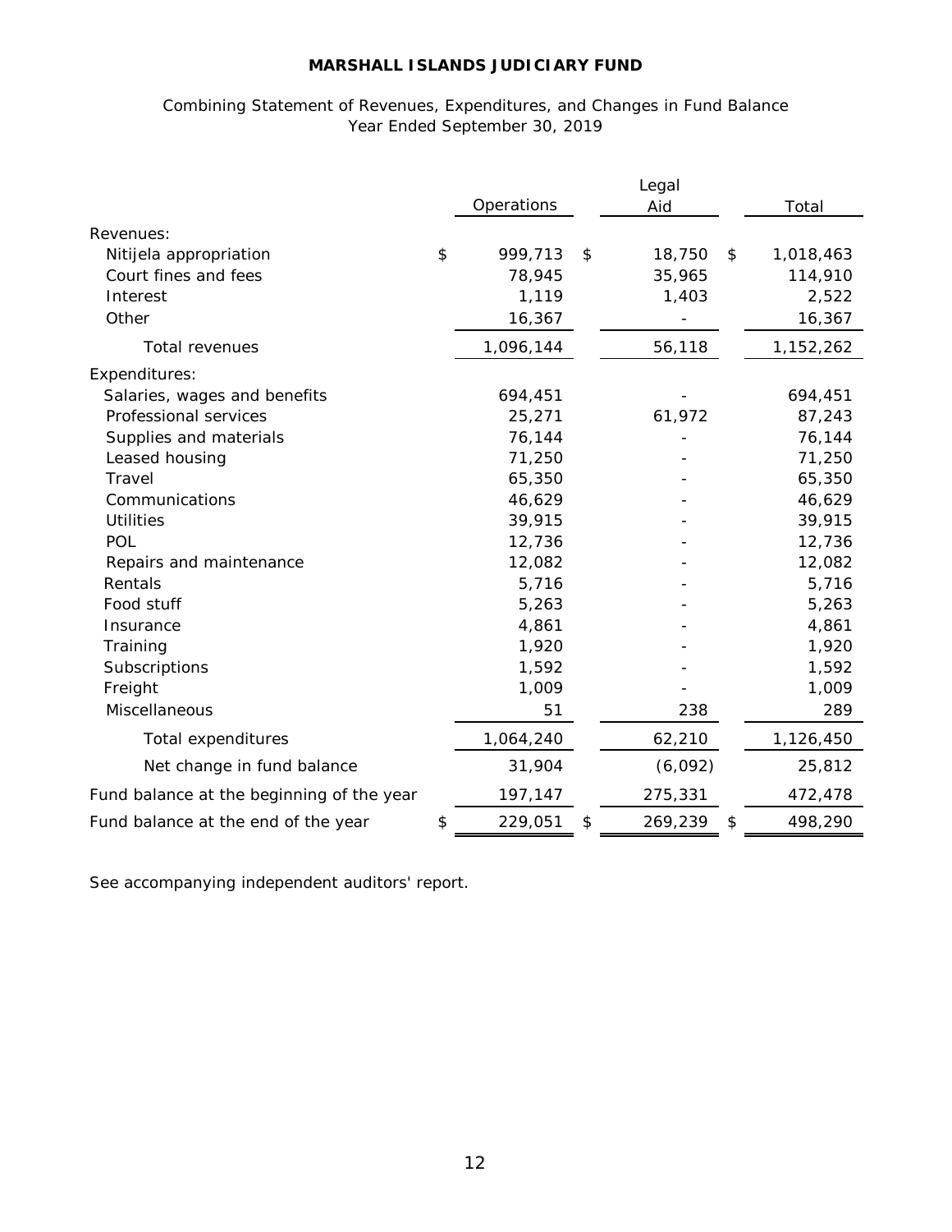# MARSHALL ISLANDS JUDICIARY FUND

Combining Statement of Revenues, Expenditures, and Changes in Fund Balance
Year Ended September 30, 2019

| | Operations | Legal Aid | Total |
|---|---|---|---|
| Revenues: | | | |
| Nitijela appropriation | $ 999,713 | $ 18,750 | $ 1,018,463 |
| Court fines and fees | 78,945 | 35,965 | 114,910 |
| Interest | 1,119 | 1,403 | 2,522 |
| Other | 16,367 | - | 16,367 |
| Total revenues | 1,096,144 | 56,118 | 1,152,262 |
| Expenditures: | | | |
| Salaries, wages and benefits | 694,451 | - | 694,451 |
| Professional services | 25,271 | 61,972 | 87,243 |
| Supplies and materials | 76,144 | - | 76,144 |
| Leased housing | 71,250 | - | 71,250 |
| Travel | 65,350 | - | 65,350 |
| Communications | 46,629 | - | 46,629 |
| Utilities | 39,915 | - | 39,915 |
| POL | 12,736 | - | 12,736 |
| Repairs and maintenance | 12,082 | - | 12,082 |
| Rentals | 5,716 | - | 5,716 |
| Food stuff | 5,263 | - | 5,263 |
| Insurance | 4,861 | - | 4,861 |
| Training | 1,920 | - | 1,920 |
| Subscriptions | 1,592 | - | 1,592 |
| Freight | 1,009 | - | 1,009 |
| Miscellaneous | 51 | 238 | 289 |
| Total expenditures | 1,064,240 | 62,210 | 1,126,450 |
| Net change in fund balance | 31,904 | (6,092) | 25,812 |
| Fund balance at the beginning of the year | 197,147 | 275,331 | 472,478 |
| Fund balance at the end of the year | $ 229,051 | $ 269,239 | $ 498,290 |

See accompanying independent auditors' report.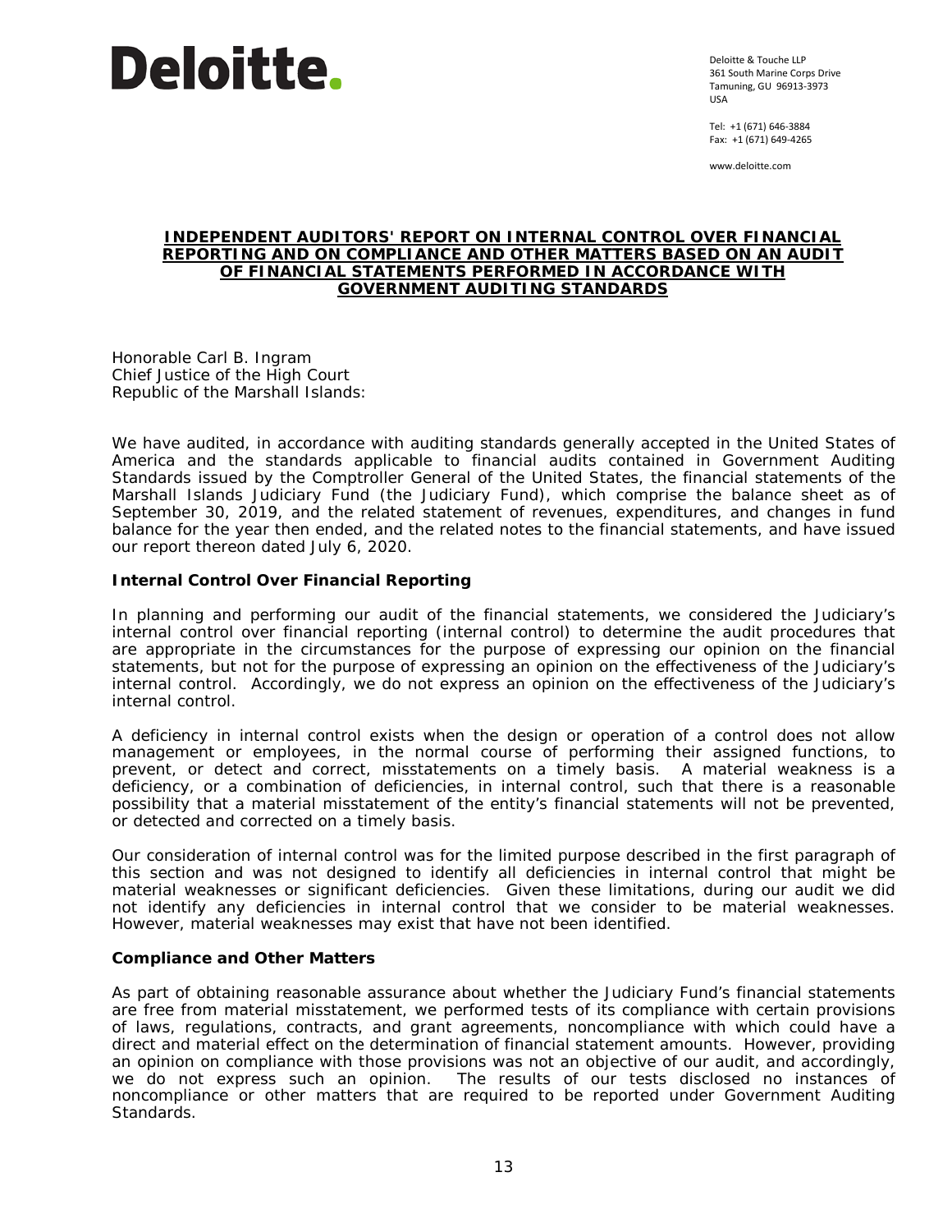**Deloitte.**

Deloitte & Touche LLP
361 South Marine Corps Drive
Tamuning, GU 96913-3973
USA

Tel: +1 (671) 646-3884
Fax: +1 (671) 649-4265

www.deloitte.com

# INDEPENDENT AUDITORS' REPORT ON INTERNAL CONTROL OVER FINANCIAL REPORTING AND ON COMPLIANCE AND OTHER MATTERS BASED ON AN AUDIT OF FINANCIAL STATEMENTS PERFORMED IN ACCORDANCE WITH GOVERNMENT AUDITING STANDARDS

Honorable Carl B. Ingram
Chief Justice of the High Court
Republic of the Marshall Islands:

We have audited, in accordance with auditing standards generally accepted in the United States of America and the standards applicable to financial audits contained in Government Auditing Standards issued by the Comptroller General of the United States, the financial statements of the Marshall Islands Judiciary Fund (the Judiciary Fund), which comprise the balance sheet as of September 30, 2019, and the related statement of revenues, expenditures, and changes in fund balance for the year then ended, and the related notes to the financial statements, and have issued our report thereon dated July 6, 2020.

**Internal Control Over Financial Reporting**

In planning and performing our audit of the financial statements, we considered the Judiciary's internal control over financial reporting (internal control) to determine the audit procedures that are appropriate in the circumstances for the purpose of expressing our opinion on the financial statements, but not for the purpose of expressing an opinion on the effectiveness of the Judiciary's internal control. Accordingly, we do not express an opinion on the effectiveness of the Judiciary's internal control.

A deficiency in internal control exists when the design or operation of a control does not allow management or employees, in the normal course of performing their assigned functions, to prevent, or detect and correct, misstatements on a timely basis. A material weakness is a deficiency, or a combination of deficiencies, in internal control, such that there is a reasonable possibility that a material misstatement of the entity's financial statements will not be prevented, or detected and corrected on a timely basis.

Our consideration of internal control was for the limited purpose described in the first paragraph of this section and was not designed to identify all deficiencies in internal control that might be material weaknesses or significant deficiencies. Given these limitations, during our audit we did not identify any deficiencies in internal control that we consider to be material weaknesses. However, material weaknesses may exist that have not been identified.

**Compliance and Other Matters**

As part of obtaining reasonable assurance about whether the Judiciary Fund's financial statements are free from material misstatement, we performed tests of its compliance with certain provisions of laws, regulations, contracts, and grant agreements, noncompliance with which could have a direct and material effect on the determination of financial statement amounts. However, providing an opinion on compliance with those provisions was not an objective of our audit, and accordingly, we do not express such an opinion. The results of our tests disclosed no instances of noncompliance or other matters that are required to be reported under Government Auditing Standards.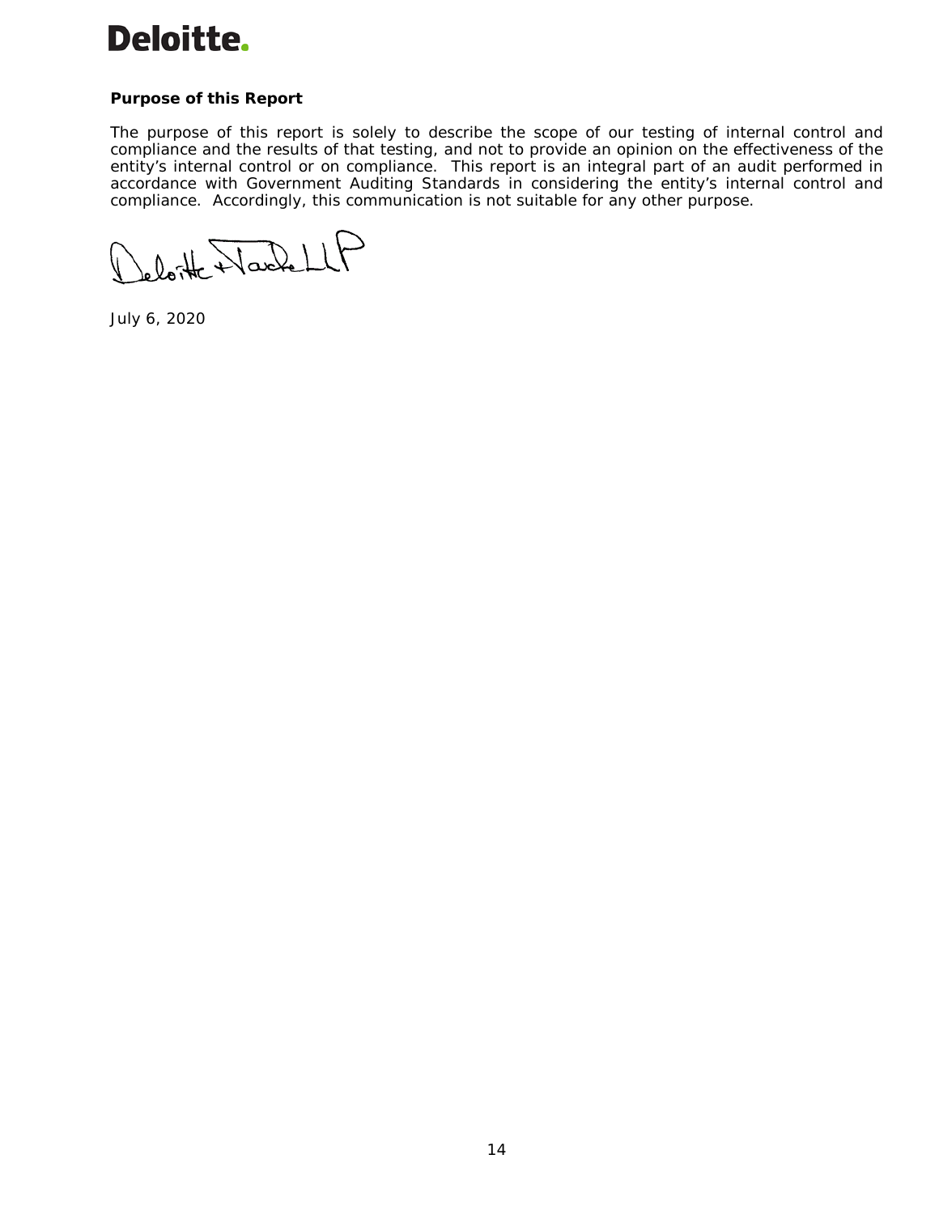Deloitte.

**Purpose of this Report**

The purpose of this report is solely to describe the scope of our testing of internal control and compliance and the results of that testing, and not to provide an opinion on the effectiveness of the entity's internal control or on compliance. This report is an integral part of an audit performed in accordance with Government Auditing Standards in considering the entity's internal control and compliance. Accordingly, this communication is not suitable for any other purpose.

Deloitte & Touche LLP

July 6, 2020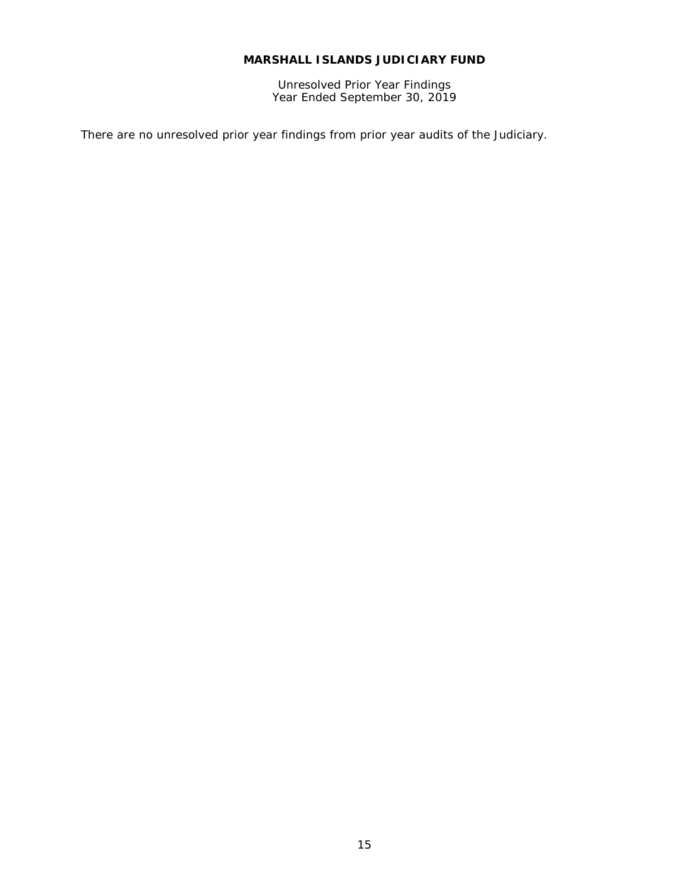# MARSHALL ISLANDS JUDICIARY FUND

Unresolved Prior Year Findings
Year Ended September 30, 2019

There are no unresolved prior year findings from prior year audits of the Judiciary.